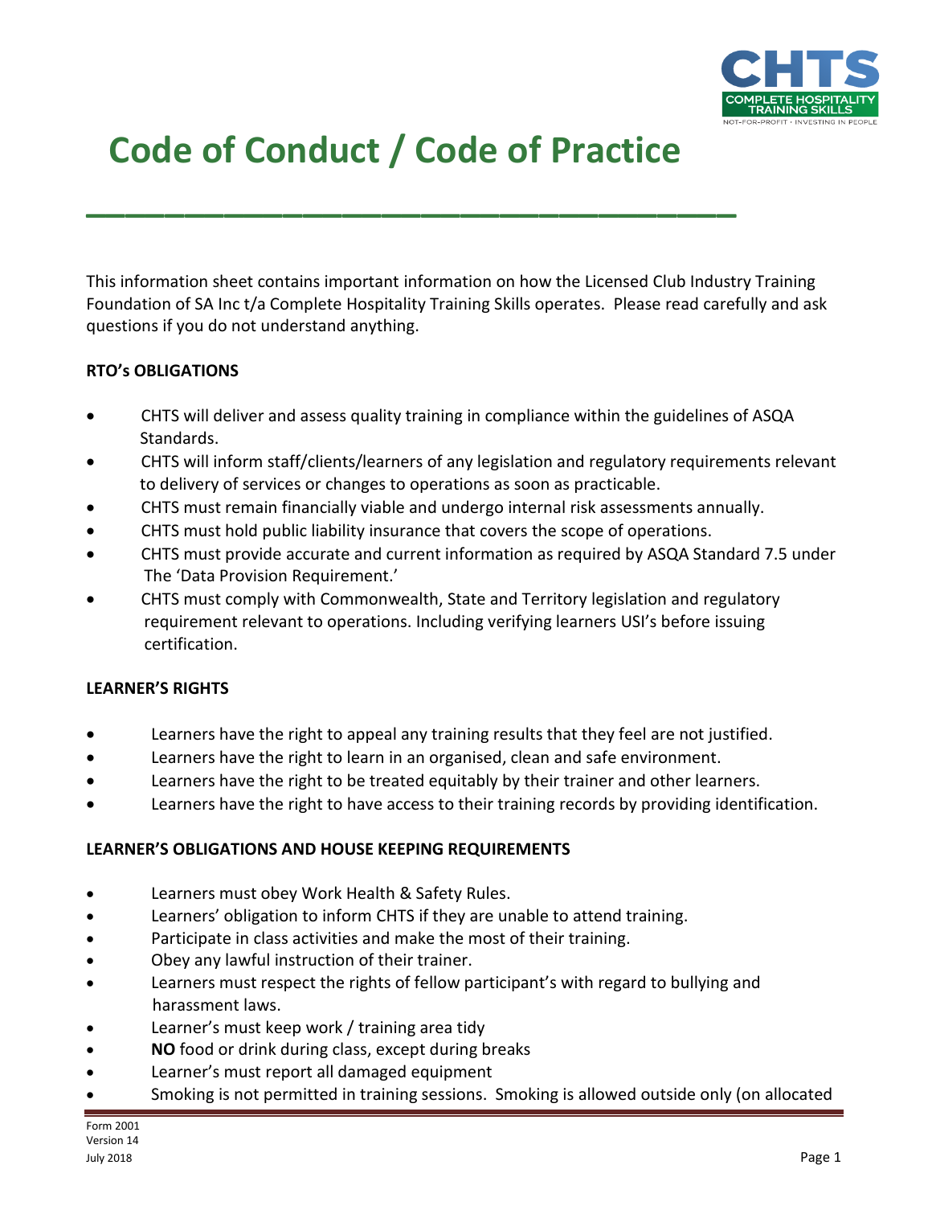# Code of Conduct / Code of Practice

This information sheet contains important information on how the Licensed Club Industry Training Foundation of SA Inc t/a Complete Hospitality Training Skills operates. Please read carefully and ask questions if you do not understand anything.

**RTO's OBLIGATIONS**

- CHTS will deliver and assess quality training in compliance within the guidelines of ASQA Standards.
- CHTS will inform staff/clients/learners of any legislation and regulatory requirements relevant to delivery of services or changes to operations as soon as practicable.
- CHTS must remain financially viable and undergo internal risk assessments annually.
- CHTS must hold public liability insurance that covers the scope of operations.
- CHTS must provide accurate and current information as required by ASQA Standard 7.5 under The 'Data Provision Requirement.'
- CHTS must comply with Commonwealth, State and Territory legislation and regulatory requirement relevant to operations. Including verifying learners USI's before issuing certification.

**LEARNER'S RIGHTS**

- Learners have the right to appeal any training results that they feel are not justified.
- Learners have the right to learn in an organised, clean and safe environment.
- Learners have the right to be treated equitably by their trainer and other learners.
- Learners have the right to have access to their training records by providing identification.

**LEARNER'S OBLIGATIONS AND HOUSE KEEPING REQUIREMENTS**

- Learners must obey Work Health & Safety Rules.
- Learners' obligation to inform CHTS if they are unable to attend training.
- Participate in class activities and make the most of their training.
- Obey any lawful instruction of their trainer.
- Learners must respect the rights of fellow participant's with regard to bullying and harassment laws.
- Learner's must keep work / training area tidy
- **NO** food or drink during class, except during breaks
- Learner's must report all damaged equipment
- Smoking is not permitted in training sessions. Smoking is allowed outside only (on allocated

Form 2001
Version 14
July 2018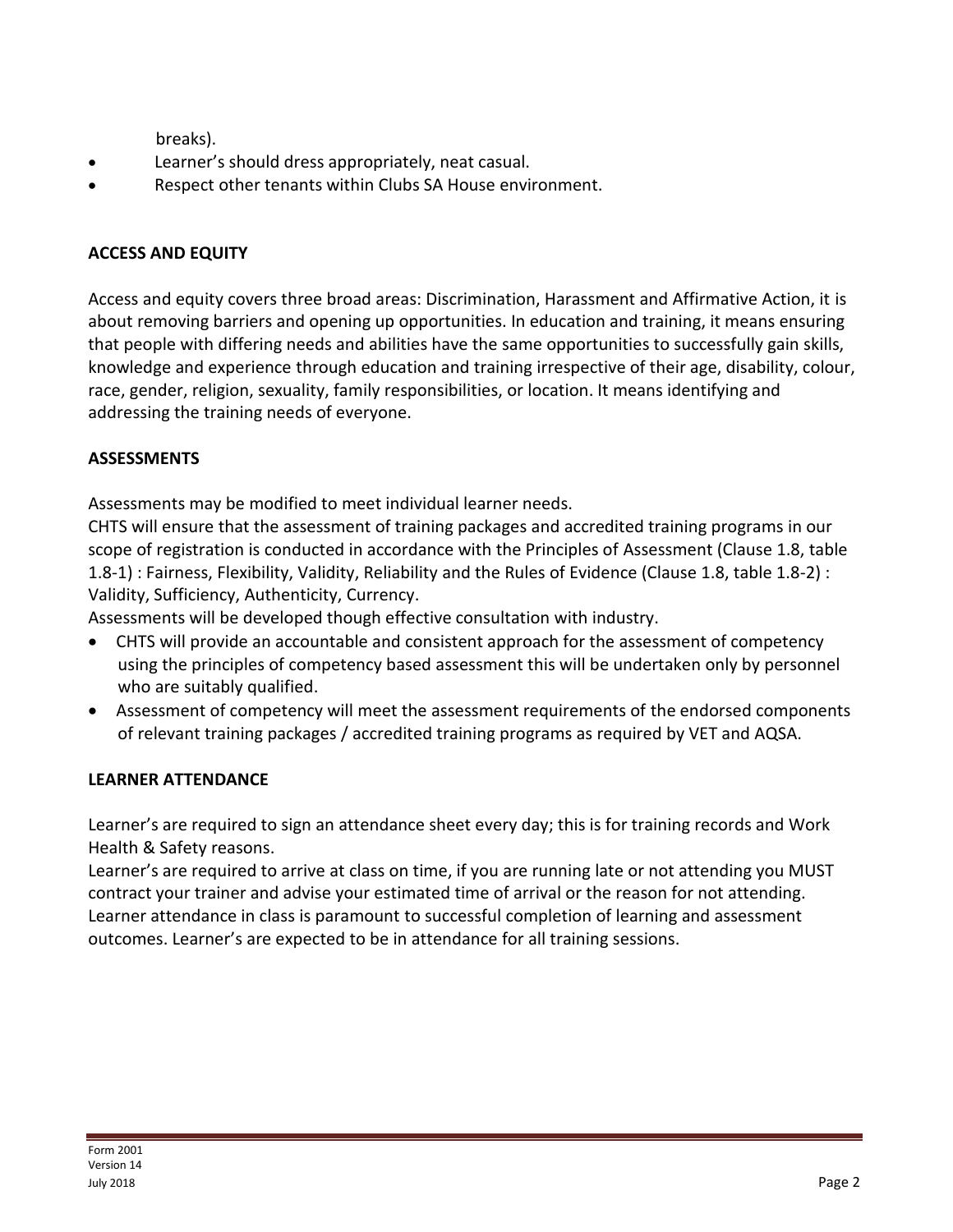breaks).

- Learner's should dress appropriately, neat casual.
- Respect other tenants within Clubs SA House environment.

**ACCESS AND EQUITY**

Access and equity covers three broad areas: Discrimination, Harassment and Affirmative Action, it is about removing barriers and opening up opportunities. In education and training, it means ensuring that people with differing needs and abilities have the same opportunities to successfully gain skills, knowledge and experience through education and training irrespective of their age, disability, colour, race, gender, religion, sexuality, family responsibilities, or location. It means identifying and addressing the training needs of everyone.

**ASSESSMENTS**

Assessments may be modified to meet individual learner needs.
CHTS will ensure that the assessment of training packages and accredited training programs in our scope of registration is conducted in accordance with the Principles of Assessment (Clause 1.8, table 1.8-1) : Fairness, Flexibility, Validity, Reliability and the Rules of Evidence (Clause 1.8, table 1.8-2) : Validity, Sufficiency, Authenticity, Currency.
Assessments will be developed though effective consultation with industry.

- CHTS will provide an accountable and consistent approach for the assessment of competency using the principles of competency based assessment this will be undertaken only by personnel who are suitably qualified.
- Assessment of competency will meet the assessment requirements of the endorsed components of relevant training packages / accredited training programs as required by VET and AQSA.

**LEARNER ATTENDANCE**

Learner's are required to sign an attendance sheet every day; this is for training records and Work Health & Safety reasons.
Learner's are required to arrive at class on time, if you are running late or not attending you MUST contract your trainer and advise your estimated time of arrival or the reason for not attending.
Learner attendance in class is paramount to successful completion of learning and assessment outcomes. Learner's are expected to be in attendance for all training sessions.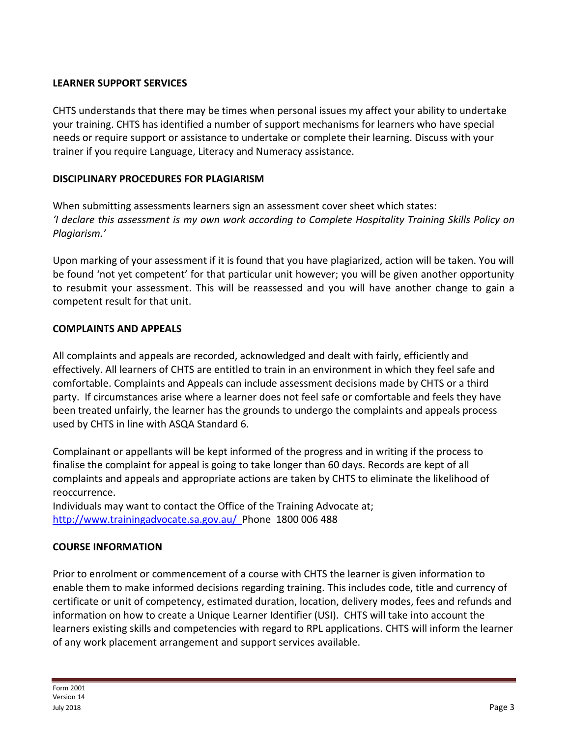## LEARNER SUPPORT SERVICES

CHTS understands that there may be times when personal issues my affect your ability to undertake your training. CHTS has identified a number of support mechanisms for learners who have special needs or require support or assistance to undertake or complete their learning. Discuss with your trainer if you require Language, Literacy and Numeracy assistance.

## DISCIPLINARY PROCEDURES FOR PLAGIARISM

When submitting assessments learners sign an assessment cover sheet which states:
*'I declare this assessment is my own work according to Complete Hospitality Training Skills Policy on Plagiarism.'*

Upon marking of your assessment if it is found that you have plagiarized, action will be taken. You will be found 'not yet competent' for that particular unit however; you will be given another opportunity to resubmit your assessment. This will be reassessed and you will have another change to gain a competent result for that unit.

## COMPLAINTS AND APPEALS

All complaints and appeals are recorded, acknowledged and dealt with fairly, efficiently and effectively. All learners of CHTS are entitled to train in an environment in which they feel safe and comfortable. Complaints and Appeals can include assessment decisions made by CHTS or a third party. If circumstances arise where a learner does not feel safe or comfortable and feels they have been treated unfairly, the learner has the grounds to undergo the complaints and appeals process used by CHTS in line with ASQA Standard 6.

Complainant or appellants will be kept informed of the progress and in writing if the process to finalise the complaint for appeal is going to take longer than 60 days. Records are kept of all complaints and appeals and appropriate actions are taken by CHTS to eliminate the likelihood of reoccurrence.
Individuals may want to contact the Office of the Training Advocate at;
http://www.trainingadvocate.sa.gov.au/ Phone 1800 006 488

## COURSE INFORMATION

Prior to enrolment or commencement of a course with CHTS the learner is given information to enable them to make informed decisions regarding training. This includes code, title and currency of certificate or unit of competency, estimated duration, location, delivery modes, fees and refunds and information on how to create a Unique Learner Identifier (USI). CHTS will take into account the learners existing skills and competencies with regard to RPL applications. CHTS will inform the learner of any work placement arrangement and support services available.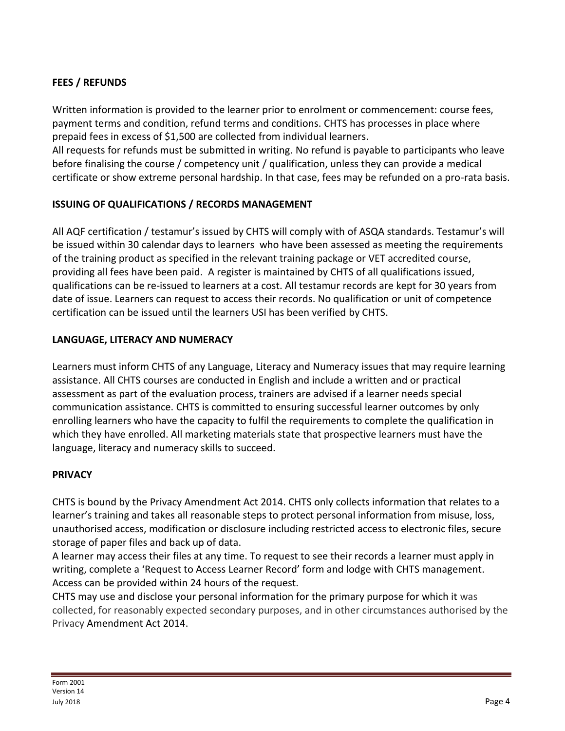## FEES / REFUNDS

Written information is provided to the learner prior to enrolment or commencement: course fees, payment terms and condition, refund terms and conditions. CHTS has processes in place where prepaid fees in excess of $1,500 are collected from individual learners.
All requests for refunds must be submitted in writing. No refund is payable to participants who leave before finalising the course / competency unit / qualification, unless they can provide a medical certificate or show extreme personal hardship. In that case, fees may be refunded on a pro-rata basis.

## ISSUING OF QUALIFICATIONS / RECORDS MANAGEMENT

All AQF certification / testamur's issued by CHTS will comply with of ASQA standards. Testamur's will be issued within 30 calendar days to learners who have been assessed as meeting the requirements of the training product as specified in the relevant training package or VET accredited course, providing all fees have been paid. A register is maintained by CHTS of all qualifications issued, qualifications can be re-issued to learners at a cost. All testamur records are kept for 30 years from date of issue. Learners can request to access their records. No qualification or unit of competence certification can be issued until the learners USI has been verified by CHTS.

## LANGUAGE, LITERACY AND NUMERACY

Learners must inform CHTS of any Language, Literacy and Numeracy issues that may require learning assistance. All CHTS courses are conducted in English and include a written and or practical assessment as part of the evaluation process, trainers are advised if a learner needs special communication assistance. CHTS is committed to ensuring successful learner outcomes by only enrolling learners who have the capacity to fulfil the requirements to complete the qualification in which they have enrolled. All marketing materials state that prospective learners must have the language, literacy and numeracy skills to succeed.

## PRIVACY

CHTS is bound by the Privacy Amendment Act 2014. CHTS only collects information that relates to a learner's training and takes all reasonable steps to protect personal information from misuse, loss, unauthorised access, modification or disclosure including restricted access to electronic files, secure storage of paper files and back up of data.
A learner may access their files at any time. To request to see their records a learner must apply in writing, complete a 'Request to Access Learner Record' form and lodge with CHTS management. Access can be provided within 24 hours of the request.
CHTS may use and disclose your personal information for the primary purpose for which it was collected, for reasonably expected secondary purposes, and in other circumstances authorised by the Privacy Amendment Act 2014.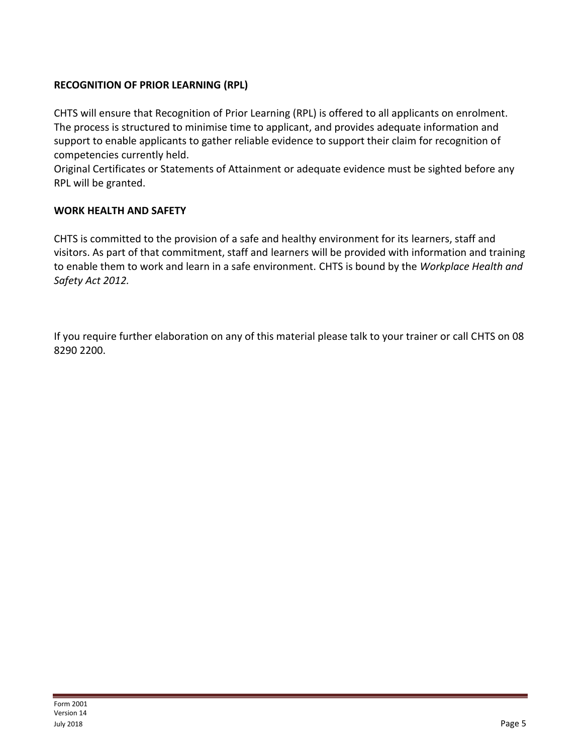## RECOGNITION OF PRIOR LEARNING (RPL)

CHTS will ensure that Recognition of Prior Learning (RPL) is offered to all applicants on enrolment. The process is structured to minimise time to applicant, and provides adequate information and support to enable applicants to gather reliable evidence to support their claim for recognition of competencies currently held.

Original Certificates or Statements of Attainment or adequate evidence must be sighted before any RPL will be granted.

## WORK HEALTH AND SAFETY

CHTS is committed to the provision of a safe and healthy environment for its learners, staff and visitors. As part of that commitment, staff and learners will be provided with information and training to enable them to work and learn in a safe environment. CHTS is bound by the *Workplace Health and Safety Act 2012.*

If you require further elaboration on any of this material please talk to your trainer or call CHTS on 08 8290 2200.

Form 2001
Version 14
July 2018